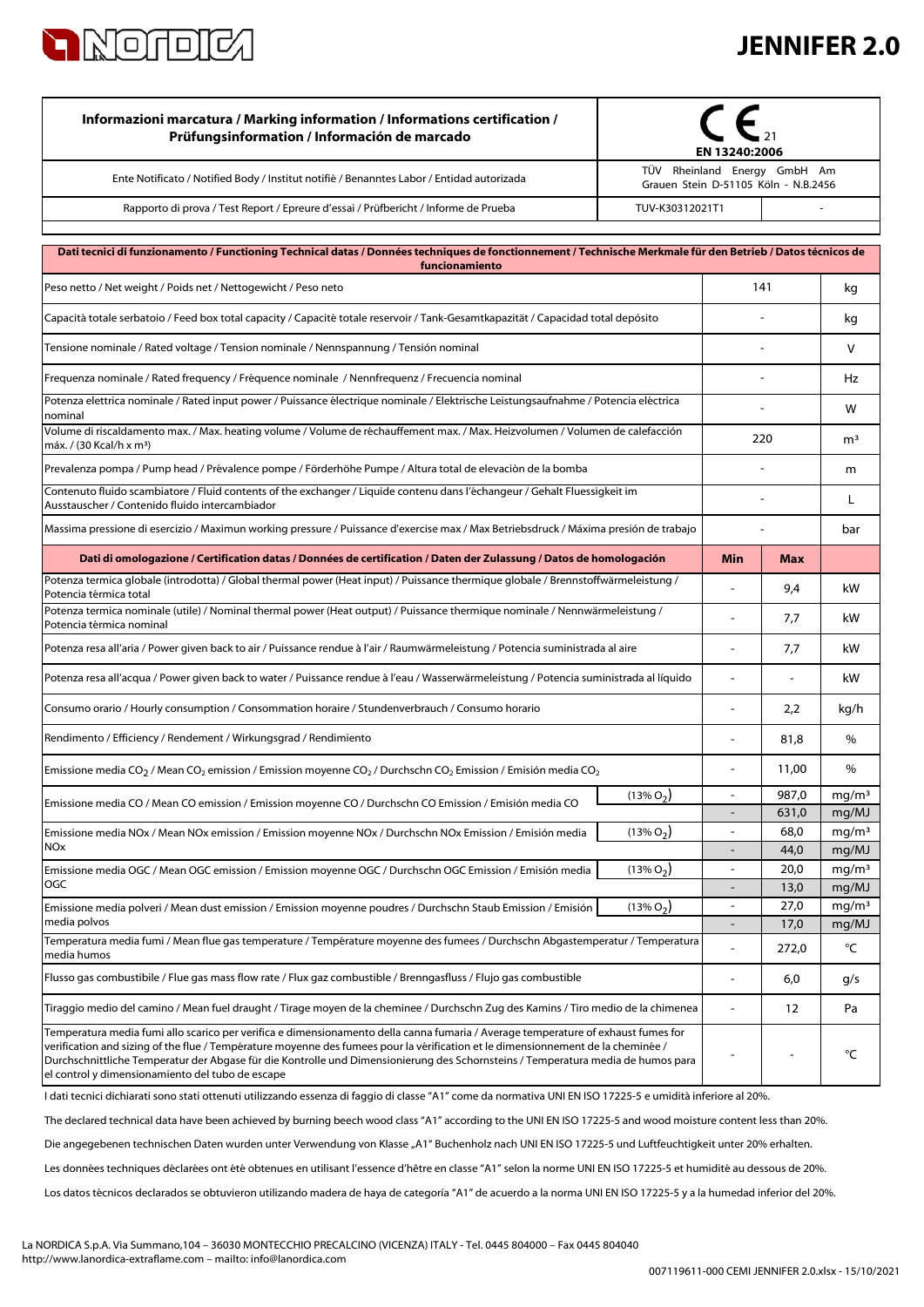# JENNIFER 2.0

| Informazioni marcatura / Marking information / Informations certification / Prüfungsinformation / Información de marcado | CE 21 EN 13240:2006 | |
|---|---|---|
| Ente Notificato / Notified Body / Institut notifiè / Benanntes Labor / Entidad autorizada | TÜV Rheinland Energy GmbH Am Grauen Stein D-51105 Köln - N.B.2456 | |
| Rapporto di prova / Test Report / Epreure d'essai / Prüfbericht / Informe de Prueba | TUV-K30312021T1 | - |

| Dati tecnici di funzionamento / Functioning Technical datas / Données techniques de fonctionnement / Technische Merkmale für den Betrieb / Datos técnicos de funcionamiento | | | |
|---|---|---|---|
| Peso netto / Net weight / Poids net / Nettogewicht / Peso neto | 141 | | kg |
| Capacità totale serbatoio / Feed box total capacity / Capacité totale reservoir / Tank-Gesamtkapazität / Capacidad total depósito | - | | kg |
| Tensione nominale / Rated voltage / Tension nominale / Nennspannung / Tensión nominal | - | | V |
| Frequenza nominale / Rated frequency / Fréquence nominale / Nennfrequenz / Frecuencia nominal | - | | Hz |
| Potenza elettrica nominale / Rated input power / Puissance électrique nominale / Elektrische Leistungsaufnahme / Potencia eléctrica nominal | - | | W |
| Volume di riscaldamento max. / Max. heating volume / Volume de réchauffement max. / Max. Heizvolumen / Volumen de calefacción máx. / (30 Kcal/h x m³) | 220 | | m³ |
| Prevalenza pompa / Pump head / Prèvalence pompe / Förderhöhe Pumpe / Altura total de elevaciòn de la bomba | - | | m |
| Contenuto fluido scambiatore / Fluid contents of the exchanger / Liquide contenu dans l'échangeur / Gehalt Fluessigkeit im Ausstauscher / Contenido fluido intercambiador | - | | L |
| Massima pressione di esercizio / Maximun working pressure / Puissance d'exercise max / Max Betriebsdruck / Máxima presión de trabajo | - | | bar |
| **Dati di omologazione / Certification datas / Données de certification / Daten der Zulassung / Datos de homologación** | **Min** | **Max** | |
| Potenza termica globale (introdotta) / Global thermal power (Heat input) / Puissance thermique globale / Brennstoffwärmeleistung / Potencia térmica total | - | 9,4 | kW |
| Potenza termica nominale (utile) / Nominal thermal power (Heat output) / Puissance thermique nominale / Nennwärmeleistung / Potencia térmica nominal | - | 7,7 | kW |
| Potenza resa all'aria / Power given back to air / Puissance rendue à l'air / Raumwärmeleistung / Potencia suministrada al aire | - | 7,7 | kW |
| Potenza resa all'acqua / Power given back to water / Puissance rendue à l'eau / Wasserwärmeleistung / Potencia suministrada al líquido | - | - | kW |
| Consumo orario / Hourly consumption / Consommation horaire / Stundenverbrauch / Consumo horario | - | 2,2 | kg/h |
| Rendimento / Efficiency / Rendement / Wirkungsgrad / Rendimiento | - | 81,8 | % |
| Emissione media $CO_2$ / Mean $CO_2$ emission / Emission moyenne $CO_2$ / Durchschn $CO_2$ Emission / Emisión media $CO_2$ | - | 11,00 | % |
| Emissione media CO / Mean CO emission / Emission moyenne CO / Durchschn CO Emission / Emisión media CO (13% $O_2$) | - | 987,0 | mg/m³ |
| | - | 631,0 | mg/MJ |
| Emissione media NOx / Mean NOx emission / Emission moyenne NOx / Durchschn NOx Emission / Emisión media NOx (13% $O_2$) | - | 68,0 | mg/m³ |
| | - | 44,0 | mg/MJ |
| Emissione media OGC / Mean OGC emission / Emission moyenne OGC / Durchschn OGC Emission / Emisión media OGC (13% $O_2$) | - | 20,0 | mg/m³ |
| | - | 13,0 | mg/MJ |
| Emissione media polveri / Mean dust emission / Emission moyenne poudres / Durchschn Staub Emission / Emisión media polvos (13% $O_2$) | - | 27,0 | mg/m³ |
| | - | 17,0 | mg/MJ |
| Temperatura media fumi / Mean flue gas temperature / Température moyenne des fumees / Durchschn Abgastemperatur / Temperatura media humos | - | 272,0 | °C |
| Flusso gas combustibile / Flue gas mass flow rate / Flux gaz combustible / Brenngasfluss / Flujo gas combustible | - | 6,0 | g/s |
| Tiraggio medio del camino / Mean fuel draught / Tirage moyen de la cheminee / Durchschn Zug des Kamins / Tiro medio de la chimenea | - | 12 | Pa |
| Temperatura media fumi allo scarico per verifica e dimensionamento della canna fumaria / Average temperature of exhaust fumes for verification and sizing of the flue / Température moyenne des fumees pour la vérification et le dimensionnement de la cheminée / Durchschnittliche Temperatur der Abgase für die Kontrolle und Dimensionierung des Schornsteins / Temperatura media de humos para el control y dimensionamiento del tubo de escape | - | - | °C |

I dati tecnici dichiarati sono stati ottenuti utilizzando essenza di faggio di classe "A1" come da normativa UNI EN ISO 17225-5 e umidità inferiore al 20%.

The declared technical data have been achieved by burning beech wood class "A1" according to the UNI EN ISO 17225-5 and wood moisture content less than 20%.

Die angegebenen technischen Daten wurden unter Verwendung von Klasse „A1" Buchenholz nach UNI EN ISO 17225-5 und Luftfeuchtigkeit unter 20% erhalten.

Les données techniques déclarées ont été obtenues en utilisant l'essence d'hêtre en classe "A1" selon la norme UNI EN ISO 17225-5 et humidité au dessous de 20%.

Los datos técnicos declarados se obtuvieron utilizando madera de haya de categoría "A1" de acuerdo a la norma UNI EN ISO 17225-5 y a la humedad inferior del 20%.

La NORDICA S.p.A. Via Summano,104 – 36030 MONTECCHIO PRECALCINO (VICENZA) ITALY - Tel. 0445 804000 – Fax 0445 804040
http://www.lanordica-extraflame.com – mailto: info@lanordica.com

007119611-000 CEMI JENNIFER 2.0.xlsx - 15/10/2021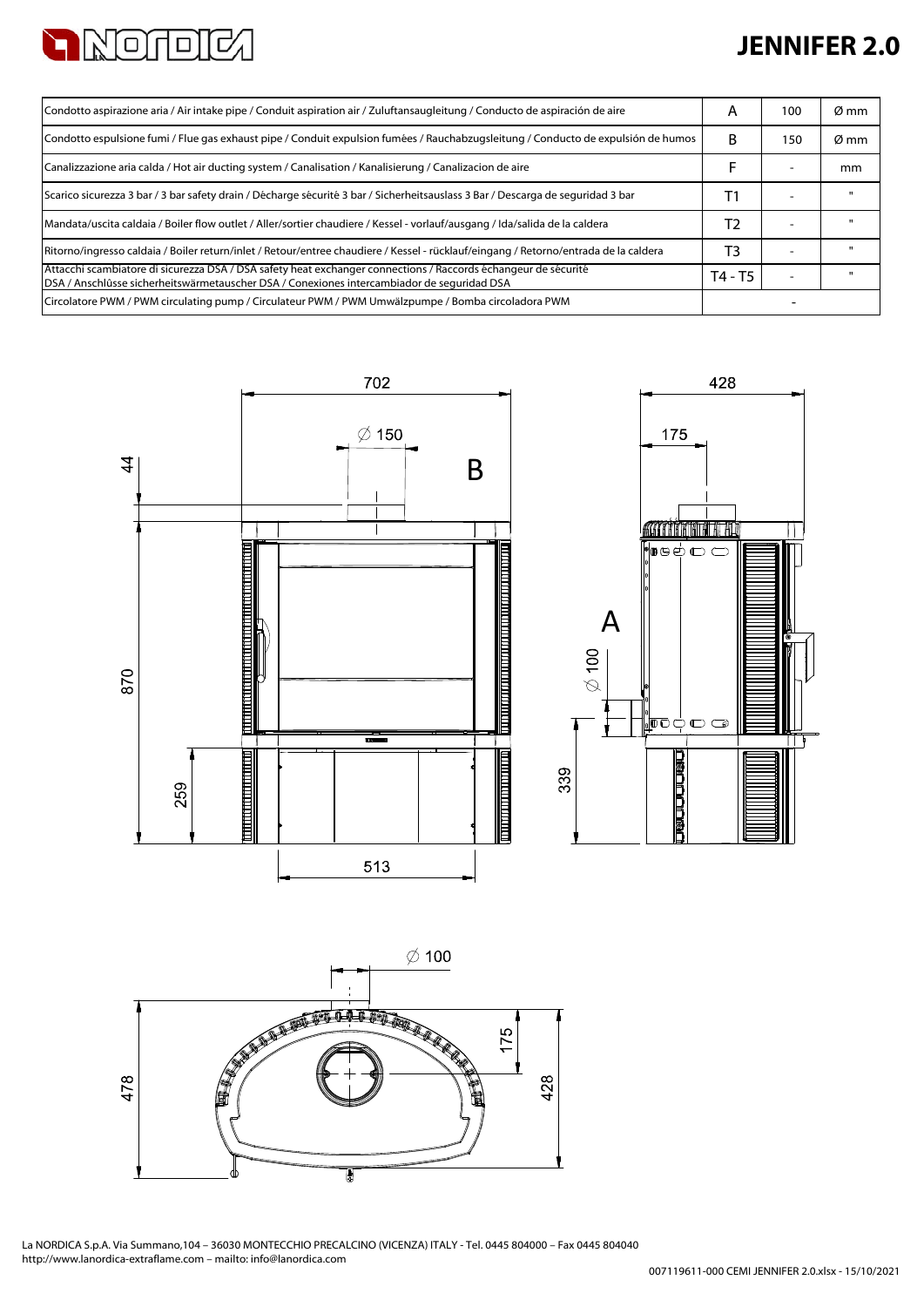# JENNIFER 2.0

| | | | |
|---|---|---|---|
| Condotto aspirazione aria / Air intake pipe / Conduit aspiration air / Zuluftansaugleitung / Conducto de aspiración de aire | A | 100 | Ø mm |
| Condotto espulsione fumi / Flue gas exhaust pipe / Conduit expulsion fumées / Rauchabzugsleitung / Conducto de expulsión de humos | B | 150 | Ø mm |
| Canalizzazione aria calda / Hot air ducting system / Canalisation / Kanalisierung / Canalizacion de aire | F | - | mm |
| Scarico sicurezza 3 bar / 3 bar safety drain / Dècharge sècurité 3 bar / Sicherheitsauslass 3 Bar / Descarga de seguridad 3 bar | T1 | - | " |
| Mandata/uscita caldaia / Boiler flow outlet / Aller/sortier chaudiere / Kessel - vorlauf/ausgang / Ida/salida de la caldera | T2 | - | " |
| Ritorno/ingresso caldaia / Boiler return/inlet / Retour/entree chaudiere / Kessel - rücklauf/eingang / Retorno/entrada de la caldera | T3 | - | " |
| Attacchi scambiatore di sicurezza DSA / DSA safety heat exchanger connections / Raccords échangeur de sécurité DSA / Anschlüsse sicherheitswärmetauscher DSA / Conexiones intercambiador de seguridad DSA | T4 - T5 | - | " |
| Circolatore PWM / PWM circulating pump / Circulateur PWM / PWM Umwälzpumpe / Bomba circoladora PWM | | - | |

702

Ø 150

B

44

870

259

513

428

175

A

Ø 100

339

Ø 100

478

175

428

La NORDICA S.p.A. Via Summano,104 – 36030 MONTECCHIO PRECALCINO (VICENZA) ITALY - Tel. 0445 804000 – Fax 0445 804040
http://www.lanordica-extraflame.com – mailto: info@lanordica.com

007119611-000 CEMI JENNIFER 2.0.xlsx - 15/10/2021